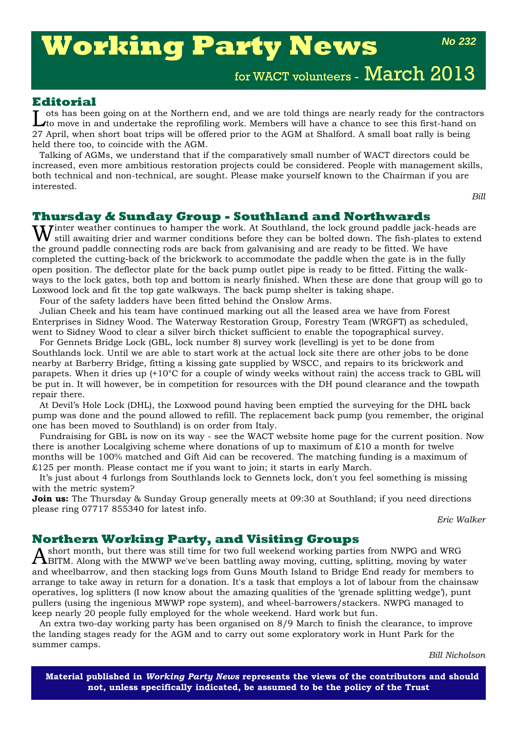# Working Party News

*No 232*

for WACT volunteers - March 2013

## Editorial

Lots has been going on at the Northern end, and we are told things are nearly ready for the contractors to move in and undertake the reprofiling work. Members will have a chance to see this first-hand on 27 April, when short boat trips will be offered prior to the AGM at Shalford. A small boat rally is being held there too, to coincide with the AGM.

Talking of AGMs, we understand that if the comparatively small number of WACT directors could be increased, even more ambitious restoration projects could be considered. People with management skills, both technical and non-technical, are sought. Please make yourself known to the Chairman if you are interested.

*Bill*

## Thursday & Sunday Group - Southland and Northwards

Winter weather continues to hamper the work. At Southland, the lock ground paddle jack-heads are still awaiting drier and warmer conditions before they can be bolted down. The fish-plates to extend the ground paddle connecting rods are back from galvanising and are ready to be fitted. We have completed the cutting-back of the brickwork to accommodate the paddle when the gate is in the fully open position. The deflector plate for the back pump outlet pipe is ready to be fitted. Fitting the walkways to the lock gates, both top and bottom is nearly finished. When these are done that group will go to Loxwood lock and fit the top gate walkways. The back pump shelter is taking shape.

Four of the safety ladders have been fitted behind the Onslow Arms.

Julian Cheek and his team have continued marking out all the leased area we have from Forest Enterprises in Sidney Wood. The Waterway Restoration Group, Forestry Team (WRGFT) as scheduled, went to Sidney Wood to clear a silver birch thicket sufficient to enable the topographical survey.

For Gennets Bridge Lock (GBL, lock number 8) survey work (levelling) is yet to be done from Southlands lock. Until we are able to start work at the actual lock site there are other jobs to be done nearby at Barberry Bridge, fitting a kissing gate supplied by WSCC, and repairs to its brickwork and parapets. When it dries up (+10°C for a couple of windy weeks without rain) the access track to GBL will be put in. It will however, be in competition for resources with the DH pound clearance and the towpath repair there.

At Devil's Hole Lock (DHL), the Loxwood pound having been emptied the surveying for the DHL back pump was done and the pound allowed to refill. The replacement back pump (you remember, the original one has been moved to Southland) is on order from Italy.

Fundraising for GBL is now on its way - see the WACT website home page for the current position. Now there is another Localgiving scheme where donations of up to maximum of £10 a month for twelve months will be 100% matched and Gift Aid can be recovered. The matching funding is a maximum of £125 per month. Please contact me if you want to join; it starts in early March.

It's just about 4 furlongs from Southlands lock to Gennets lock, don't you feel something is missing with the metric system?

**Join us:** The Thursday & Sunday Group generally meets at 09:30 at Southland; if you need directions please ring 07717 855340 for latest info.

*Eric Walker*

## Northern Working Party, and Visiting Groups

A short month, but there was still time for two full weekend working parties from NWPG and WRG BITM. Along with the MWWP we've been battling away moving, cutting, splitting, moving by water and wheelbarrow, and then stacking logs from Guns Mouth Island to Bridge End ready for members to arrange to take away in return for a donation. It's a task that employs a lot of labour from the chainsaw operatives, log splitters (I now know about the amazing qualities of the 'grenade splitting wedge'), punt pullers (using the ingenious MWWP rope system), and wheel-barrowers/stackers. NWPG managed to keep nearly 20 people fully employed for the whole weekend. Hard work but fun.

An extra two-day working party has been organised on 8/9 March to finish the clearance, to improve the landing stages ready for the AGM and to carry out some exploratory work in Hunt Park for the summer camps.

*Bill Nicholson*

**Material published in *Working Party News* represents the views of the contributors and should not, unless specifically indicated, be assumed to be the policy of the Trust**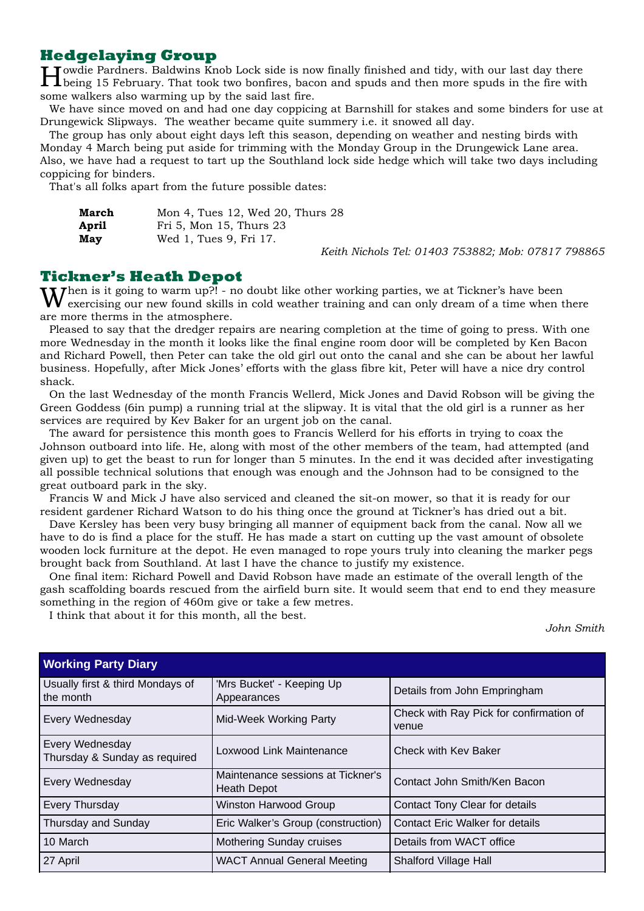## Hedgelaying Group

Howdie Pardners. Baldwins Knob Lock side is now finally finished and tidy, with our last day there being 15 February. That took two bonfires, bacon and spuds and then more spuds in the fire with some walkers also warming up by the said last fire.

We have since moved on and had one day coppicing at Barnshill for stakes and some binders for use at Drungewick Slipways. The weather became quite summery i.e. it snowed all day.

The group has only about eight days left this season, depending on weather and nesting birds with Monday 4 March being put aside for trimming with the Monday Group in the Drungewick Lane area. Also, we have had a request to tart up the Southland lock side hedge which will take two days including coppicing for binders.

That's all folks apart from the future possible dates:

| | |
|---|---|
| **March** | Mon 4, Tues 12, Wed 20, Thurs 28 |
| **April** | Fri 5, Mon 15, Thurs 23 |
| **May** | Wed 1, Tues 9, Fri 17. |

*Keith Nichols Tel: 01403 753882; Mob: 07817 798865*

## Tickner's Heath Depot

When is it going to warm up?! - no doubt like other working parties, we at Tickner's have been exercising our new found skills in cold weather training and can only dream of a time when there are more therms in the atmosphere.

Pleased to say that the dredger repairs are nearing completion at the time of going to press. With one more Wednesday in the month it looks like the final engine room door will be completed by Ken Bacon and Richard Powell, then Peter can take the old girl out onto the canal and she can be about her lawful business. Hopefully, after Mick Jones' efforts with the glass fibre kit, Peter will have a nice dry control shack.

On the last Wednesday of the month Francis Wellerd, Mick Jones and David Robson will be giving the Green Goddess (6in pump) a running trial at the slipway. It is vital that the old girl is a runner as her services are required by Kev Baker for an urgent job on the canal.

The award for persistence this month goes to Francis Wellerd for his efforts in trying to coax the Johnson outboard into life. He, along with most of the other members of the team, had attempted (and given up) to get the beast to run for longer than 5 minutes. In the end it was decided after investigating all possible technical solutions that enough was enough and the Johnson had to be consigned to the great outboard park in the sky.

Francis W and Mick J have also serviced and cleaned the sit-on mower, so that it is ready for our resident gardener Richard Watson to do his thing once the ground at Tickner's has dried out a bit.

Dave Kersley has been very busy bringing all manner of equipment back from the canal. Now all we have to do is find a place for the stuff. He has made a start on cutting up the vast amount of obsolete wooden lock furniture at the depot. He even managed to rope yours truly into cleaning the marker pegs brought back from Southland. At last I have the chance to justify my existence.

One final item: Richard Powell and David Robson have made an estimate of the overall length of the gash scaffolding boards rescued from the airfield burn site. It would seem that end to end they measure something in the region of 460m give or take a few metres.

I think that about it for this month, all the best.

*John Smith*

| Working Party Diary | | |
|---|---|---|
| Usually first & third Mondays of the month | 'Mrs Bucket' - Keeping Up Appearances | Details from John Empringham |
| Every Wednesday | Mid-Week Working Party | Check with Ray Pick for confirmation of venue |
| Every Wednesday<br>Thursday & Sunday as required | Loxwood Link Maintenance | Check with Kev Baker |
| Every Wednesday | Maintenance sessions at Tickner's Heath Depot | Contact John Smith/Ken Bacon |
| Every Thursday | Winston Harwood Group | Contact Tony Clear for details |
| Thursday and Sunday | Eric Walker's Group (construction) | Contact Eric Walker for details |
| 10 March | Mothering Sunday cruises | Details from WACT office |
| 27 April | WACT Annual General Meeting | Shalford Village Hall |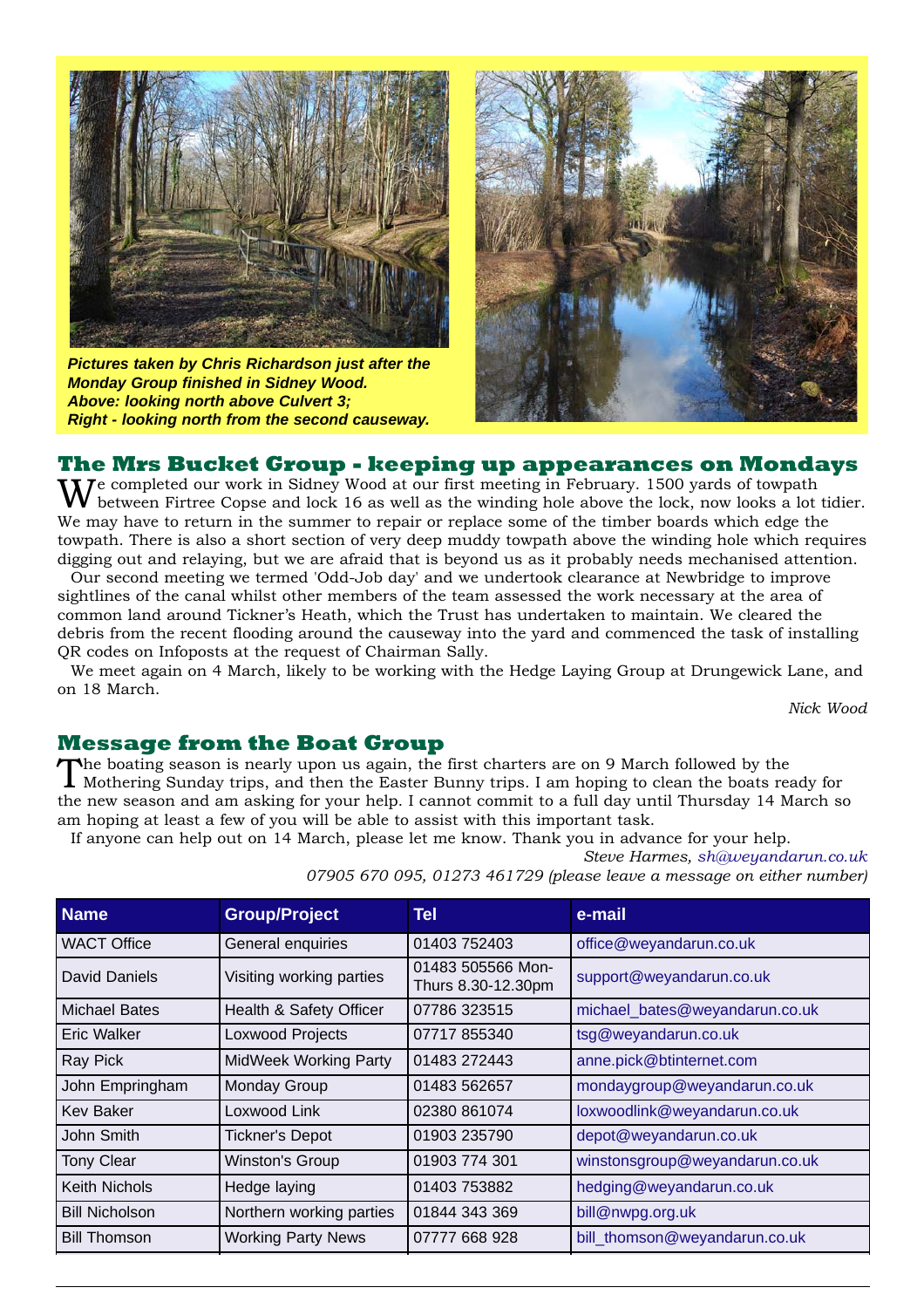*Pictures taken by Chris Richardson just after the Monday Group finished in Sidney Wood.*
*Above: looking north above Culvert 3;*
*Right - looking north from the second causeway.*

## The Mrs Bucket Group - keeping up appearances on Mondays

We completed our work in Sidney Wood at our first meeting in February. 1500 yards of towpath between Firtree Copse and lock 16 as well as the winding hole above the lock, now looks a lot tidier. We may have to return in the summer to repair or replace some of the timber boards which edge the towpath. There is also a short section of very deep muddy towpath above the winding hole which requires digging out and relaying, but we are afraid that is beyond us as it probably needs mechanised attention.

Our second meeting we termed 'Odd-Job day' and we undertook clearance at Newbridge to improve sightlines of the canal whilst other members of the team assessed the work necessary at the area of common land around Tickner's Heath, which the Trust has undertaken to maintain. We cleared the debris from the recent flooding around the causeway into the yard and commenced the task of installing QR codes on Infoposts at the request of Chairman Sally.

We meet again on 4 March, likely to be working with the Hedge Laying Group at Drungewick Lane, and on 18 March.

*Nick Wood*

## Message from the Boat Group

The boating season is nearly upon us again, the first charters are on 9 March followed by the Mothering Sunday trips, and then the Easter Bunny trips. I am hoping to clean the boats ready for the new season and am asking for your help. I cannot commit to a full day until Thursday 14 March so am hoping at least a few of you will be able to assist with this important task.

If anyone can help out on 14 March, please let me know. Thank you in advance for your help.

*Steve Harmes, sh@weyandarun.co.uk*
*07905 670 095, 01273 461729 (please leave a message on either number)*

| Name | Group/Project | Tel | e-mail |
|---|---|---|---|
| WACT Office | General enquiries | 01403 752403 | office@weyandarun.co.uk |
| David Daniels | Visiting working parties | 01483 505566 Mon-Thurs 8.30-12.30pm | support@weyandarun.co.uk |
| Michael Bates | Health & Safety Officer | 07786 323515 | michael_bates@weyandarun.co.uk |
| Eric Walker | Loxwood Projects | 07717 855340 | tsg@weyandarun.co.uk |
| Ray Pick | MidWeek Working Party | 01483 272443 | anne.pick@btinternet.com |
| John Empringham | Monday Group | 01483 562657 | mondaygroup@weyandarun.co.uk |
| Kev Baker | Loxwood Link | 02380 861074 | loxwoodlink@weyandarun.co.uk |
| John Smith | Tickner's Depot | 01903 235790 | depot@weyandarun.co.uk |
| Tony Clear | Winston's Group | 01903 774 301 | winstonsgroup@weyandarun.co.uk |
| Keith Nichols | Hedge laying | 01403 753882 | hedging@weyandarun.co.uk |
| Bill Nicholson | Northern working parties | 01844 343 369 | bill@nwpg.org.uk |
| Bill Thomson | Working Party News | 07777 668 928 | bill_thomson@weyandarun.co.uk |